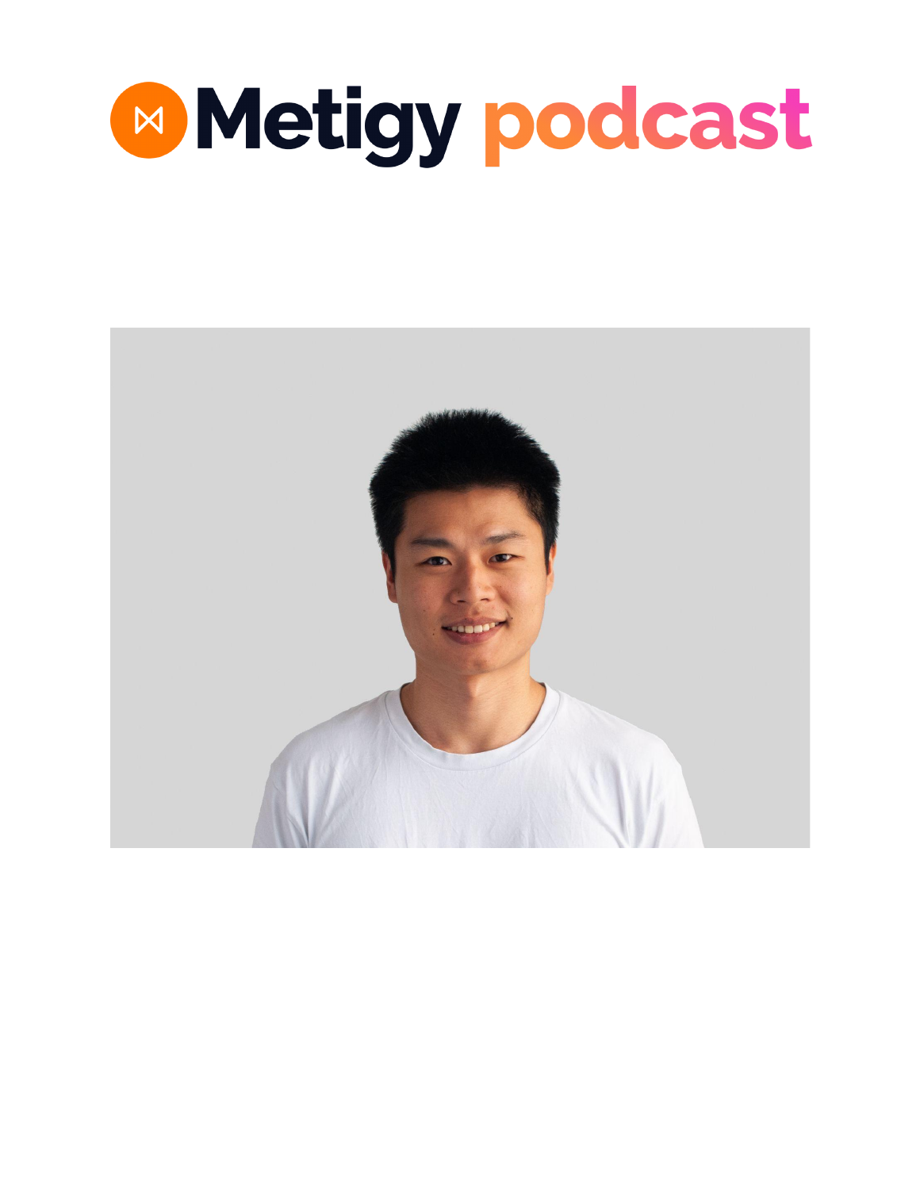# Metigy podcast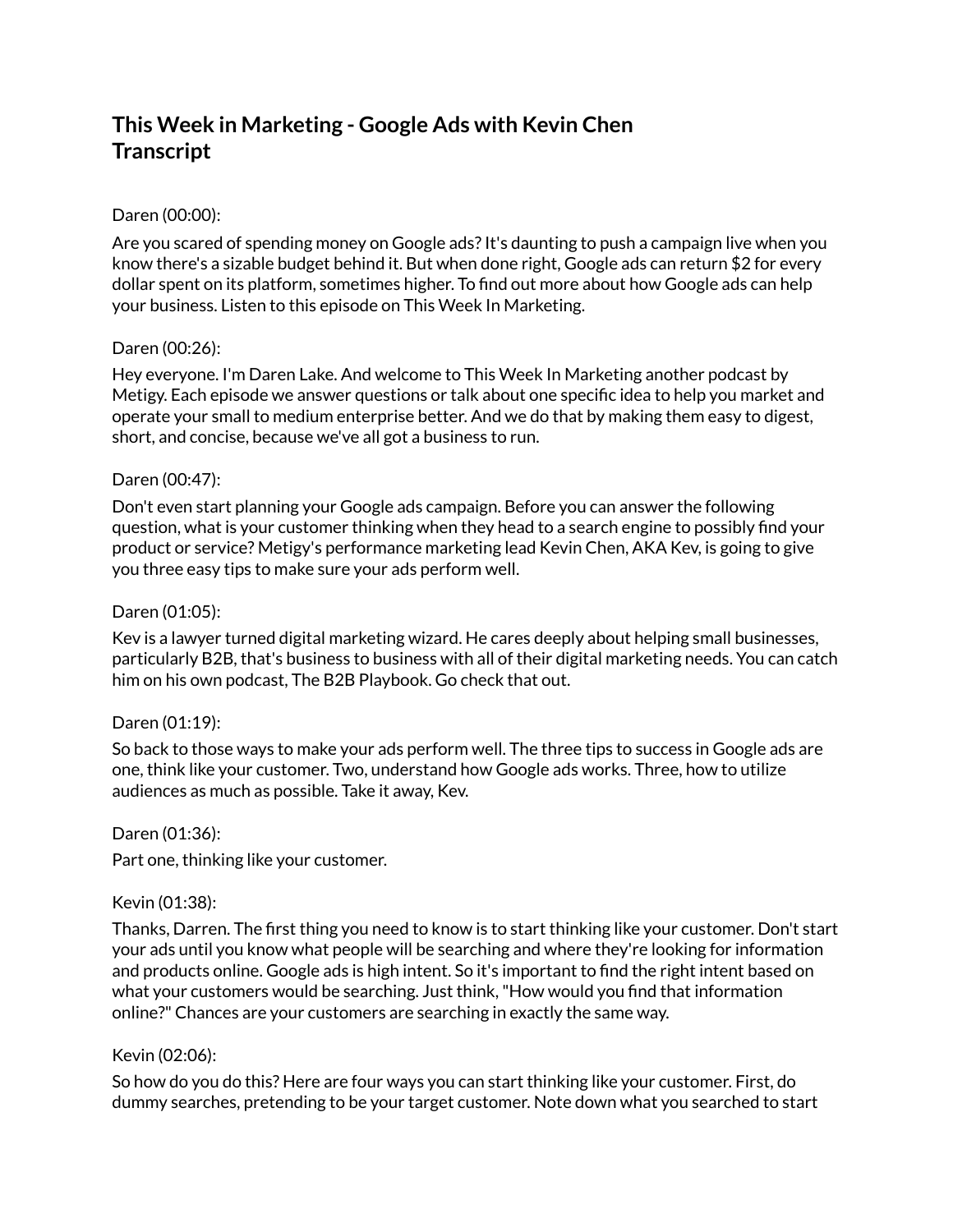# This Week in Marketing - Google Ads with Kevin Chen Transcript

Daren (00:00):

Are you scared of spending money on Google ads? It's daunting to push a campaign live when you know there's a sizable budget behind it. But when done right, Google ads can return $2 for every dollar spent on its platform, sometimes higher. To find out more about how Google ads can help your business. Listen to this episode on This Week In Marketing.

Daren (00:26):

Hey everyone. I'm Daren Lake. And welcome to This Week In Marketing another podcast by Metigy. Each episode we answer questions or talk about one specific idea to help you market and operate your small to medium enterprise better. And we do that by making them easy to digest, short, and concise, because we've all got a business to run.

Daren (00:47):

Don't even start planning your Google ads campaign. Before you can answer the following question, what is your customer thinking when they head to a search engine to possibly find your product or service? Metigy's performance marketing lead Kevin Chen, AKA Kev, is going to give you three easy tips to make sure your ads perform well.

Daren (01:05):

Kev is a lawyer turned digital marketing wizard. He cares deeply about helping small businesses, particularly B2B, that's business to business with all of their digital marketing needs. You can catch him on his own podcast, The B2B Playbook. Go check that out.

Daren (01:19):

So back to those ways to make your ads perform well. The three tips to success in Google ads are one, think like your customer. Two, understand how Google ads works. Three, how to utilize audiences as much as possible. Take it away, Kev.

Daren (01:36):

Part one, thinking like your customer.

Kevin (01:38):

Thanks, Darren. The first thing you need to know is to start thinking like your customer. Don't start your ads until you know what people will be searching and where they're looking for information and products online. Google ads is high intent. So it's important to find the right intent based on what your customers would be searching. Just think, "How would you find that information online?" Chances are your customers are searching in exactly the same way.

Kevin (02:06):

So how do you do this? Here are four ways you can start thinking like your customer. First, do dummy searches, pretending to be your target customer. Note down what you searched to start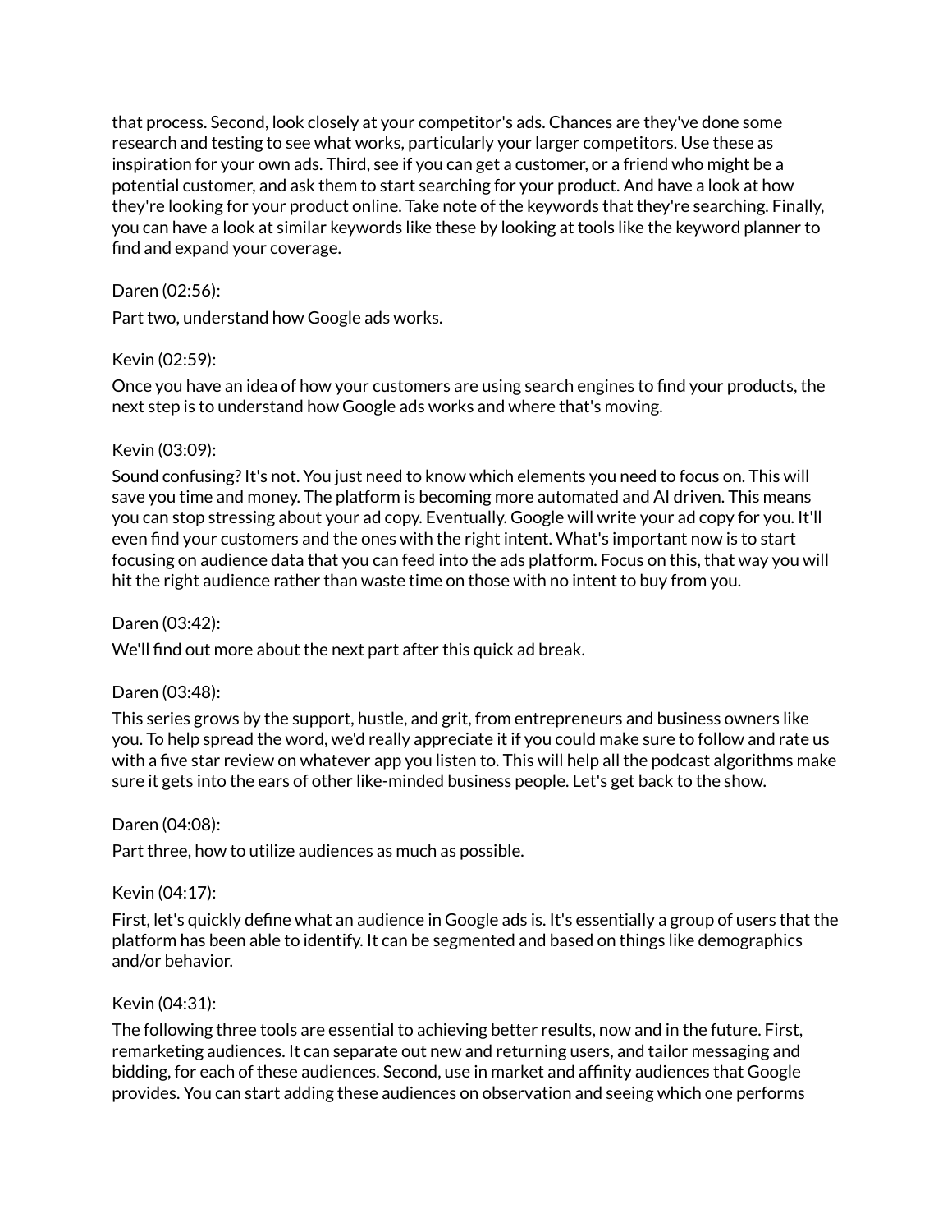that process. Second, look closely at your competitor's ads. Chances are they've done some research and testing to see what works, particularly your larger competitors. Use these as inspiration for your own ads. Third, see if you can get a customer, or a friend who might be a potential customer, and ask them to start searching for your product. And have a look at how they're looking for your product online. Take note of the keywords that they're searching. Finally, you can have a look at similar keywords like these by looking at tools like the keyword planner to find and expand your coverage.

Daren (02:56):

Part two, understand how Google ads works.

Kevin (02:59):

Once you have an idea of how your customers are using search engines to find your products, the next step is to understand how Google ads works and where that's moving.

Kevin (03:09):

Sound confusing? It's not. You just need to know which elements you need to focus on. This will save you time and money. The platform is becoming more automated and AI driven. This means you can stop stressing about your ad copy. Eventually. Google will write your ad copy for you. It'll even find your customers and the ones with the right intent. What's important now is to start focusing on audience data that you can feed into the ads platform. Focus on this, that way you will hit the right audience rather than waste time on those with no intent to buy from you.

Daren (03:42):

We'll find out more about the next part after this quick ad break.

Daren (03:48):

This series grows by the support, hustle, and grit, from entrepreneurs and business owners like you. To help spread the word, we'd really appreciate it if you could make sure to follow and rate us with a five star review on whatever app you listen to. This will help all the podcast algorithms make sure it gets into the ears of other like-minded business people. Let's get back to the show.

Daren (04:08):

Part three, how to utilize audiences as much as possible.

Kevin (04:17):

First, let's quickly define what an audience in Google ads is. It's essentially a group of users that the platform has been able to identify. It can be segmented and based on things like demographics and/or behavior.

Kevin (04:31):

The following three tools are essential to achieving better results, now and in the future. First, remarketing audiences. It can separate out new and returning users, and tailor messaging and bidding, for each of these audiences. Second, use in market and affinity audiences that Google provides. You can start adding these audiences on observation and seeing which one performs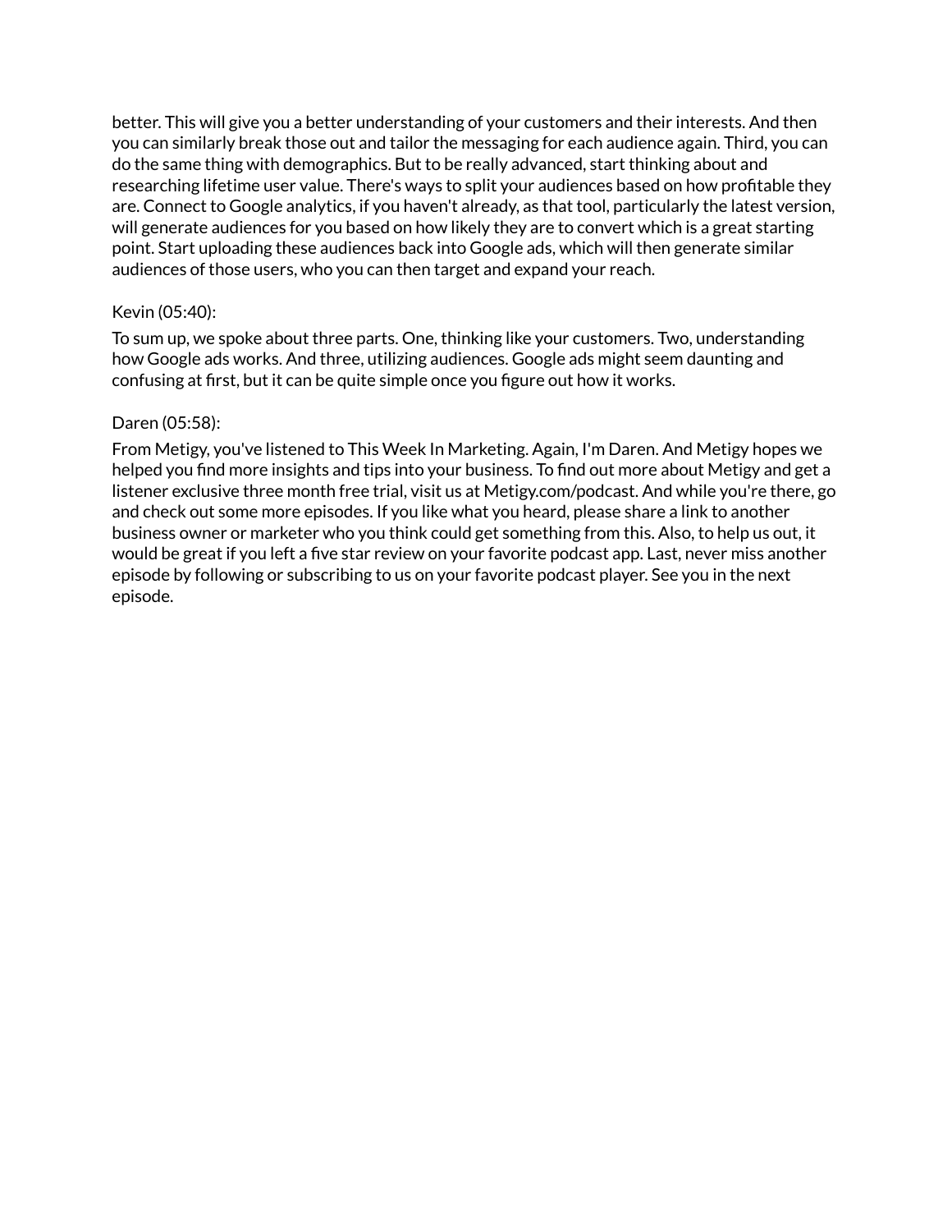better. This will give you a better understanding of your customers and their interests. And then you can similarly break those out and tailor the messaging for each audience again. Third, you can do the same thing with demographics. But to be really advanced, start thinking about and researching lifetime user value. There's ways to split your audiences based on how profitable they are. Connect to Google analytics, if you haven't already, as that tool, particularly the latest version, will generate audiences for you based on how likely they are to convert which is a great starting point. Start uploading these audiences back into Google ads, which will then generate similar audiences of those users, who you can then target and expand your reach.

Kevin (05:40):

To sum up, we spoke about three parts. One, thinking like your customers. Two, understanding how Google ads works. And three, utilizing audiences. Google ads might seem daunting and confusing at first, but it can be quite simple once you figure out how it works.

Daren (05:58):

From Metigy, you've listened to This Week In Marketing. Again, I'm Daren. And Metigy hopes we helped you find more insights and tips into your business. To find out more about Metigy and get a listener exclusive three month free trial, visit us at Metigy.com/podcast. And while you're there, go and check out some more episodes. If you like what you heard, please share a link to another business owner or marketer who you think could get something from this. Also, to help us out, it would be great if you left a five star review on your favorite podcast app. Last, never miss another episode by following or subscribing to us on your favorite podcast player. See you in the next episode.